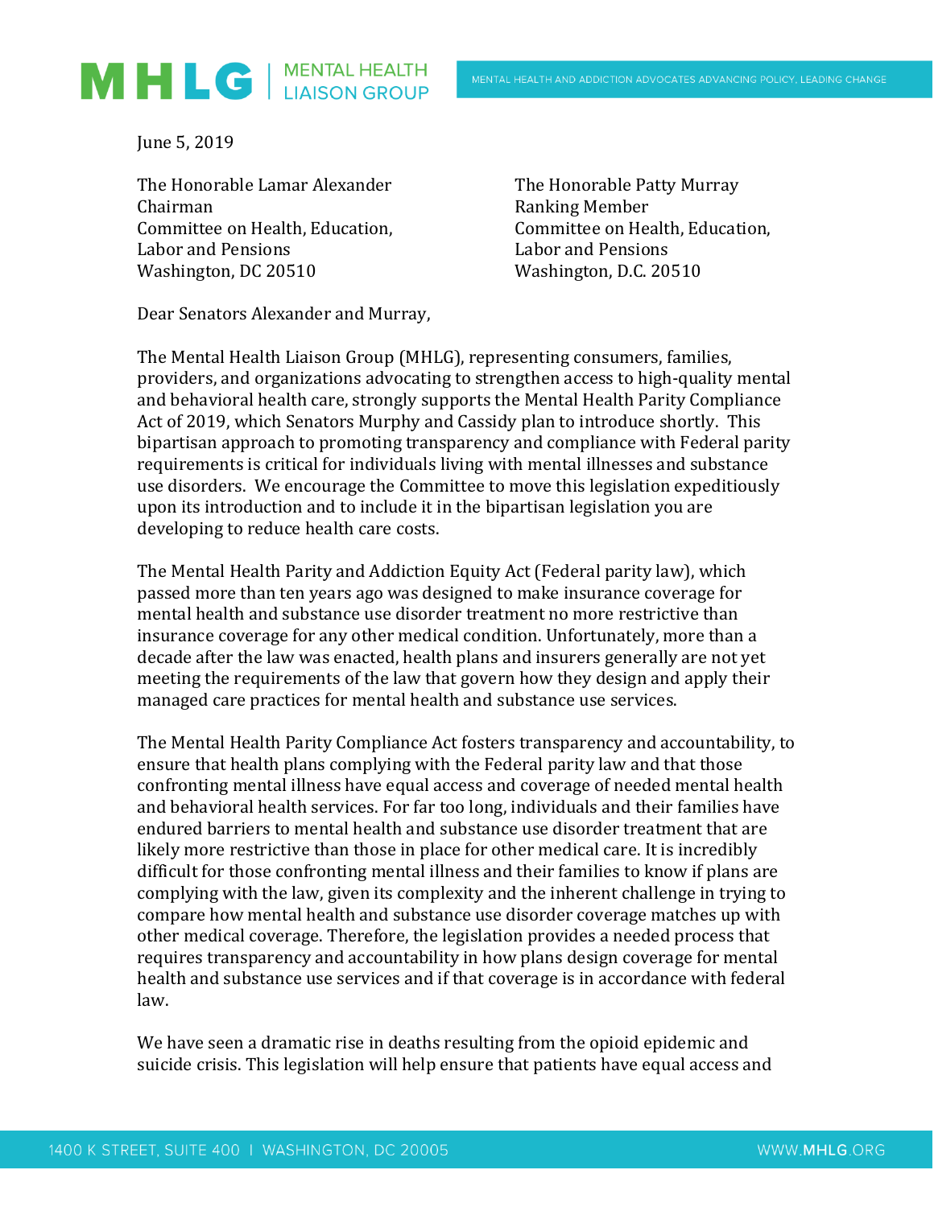June 5, 2019

The Honorable Lamar Alexander
Chairman
Committee on Health, Education,
Labor and Pensions
Washington, DC 20510

The Honorable Patty Murray
Ranking Member
Committee on Health, Education,
Labor and Pensions
Washington, D.C. 20510

Dear Senators Alexander and Murray,

The Mental Health Liaison Group (MHLG), representing consumers, families, providers, and organizations advocating to strengthen access to high-quality mental and behavioral health care, strongly supports the Mental Health Parity Compliance Act of 2019, which Senators Murphy and Cassidy plan to introduce shortly. This bipartisan approach to promoting transparency and compliance with Federal parity requirements is critical for individuals living with mental illnesses and substance use disorders. We encourage the Committee to move this legislation expeditiously upon its introduction and to include it in the bipartisan legislation you are developing to reduce health care costs.

The Mental Health Parity and Addiction Equity Act (Federal parity law), which passed more than ten years ago was designed to make insurance coverage for mental health and substance use disorder treatment no more restrictive than insurance coverage for any other medical condition. Unfortunately, more than a decade after the law was enacted, health plans and insurers generally are not yet meeting the requirements of the law that govern how they design and apply their managed care practices for mental health and substance use services.

The Mental Health Parity Compliance Act fosters transparency and accountability, to ensure that health plans complying with the Federal parity law and that those confronting mental illness have equal access and coverage of needed mental health and behavioral health services. For far too long, individuals and their families have endured barriers to mental health and substance use disorder treatment that are likely more restrictive than those in place for other medical care. It is incredibly difficult for those confronting mental illness and their families to know if plans are complying with the law, given its complexity and the inherent challenge in trying to compare how mental health and substance use disorder coverage matches up with other medical coverage. Therefore, the legislation provides a needed process that requires transparency and accountability in how plans design coverage for mental health and substance use services and if that coverage is in accordance with federal law.

We have seen a dramatic rise in deaths resulting from the opioid epidemic and suicide crisis. This legislation will help ensure that patients have equal access and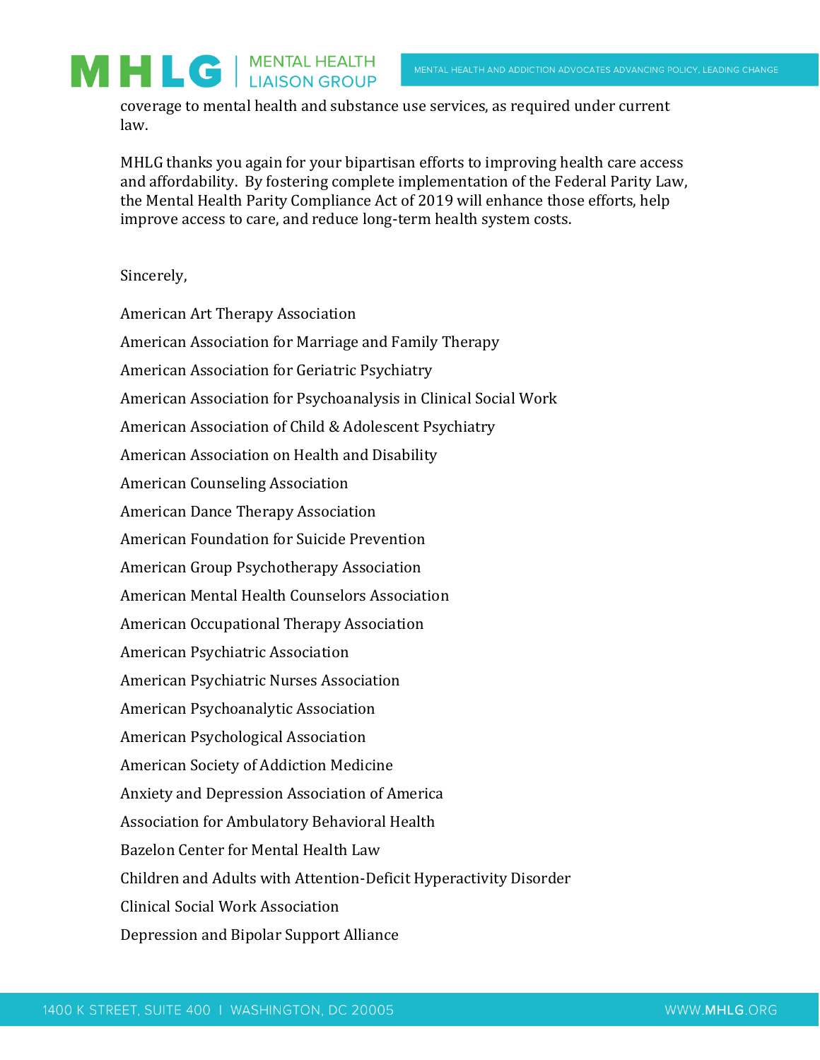coverage to mental health and substance use services, as required under current law.

MHLG thanks you again for your bipartisan efforts to improving health care access and affordability. By fostering complete implementation of the Federal Parity Law, the Mental Health Parity Compliance Act of 2019 will enhance those efforts, help improve access to care, and reduce long-term health system costs.

Sincerely,

American Art Therapy Association

American Association for Marriage and Family Therapy

American Association for Geriatric Psychiatry

American Association for Psychoanalysis in Clinical Social Work

American Association of Child & Adolescent Psychiatry

American Association on Health and Disability

American Counseling Association

American Dance Therapy Association

American Foundation for Suicide Prevention

American Group Psychotherapy Association

American Mental Health Counselors Association

American Occupational Therapy Association

American Psychiatric Association

American Psychiatric Nurses Association

American Psychoanalytic Association

American Psychological Association

American Society of Addiction Medicine

Anxiety and Depression Association of America

Association for Ambulatory Behavioral Health

Bazelon Center for Mental Health Law

Children and Adults with Attention-Deficit Hyperactivity Disorder

Clinical Social Work Association

Depression and Bipolar Support Alliance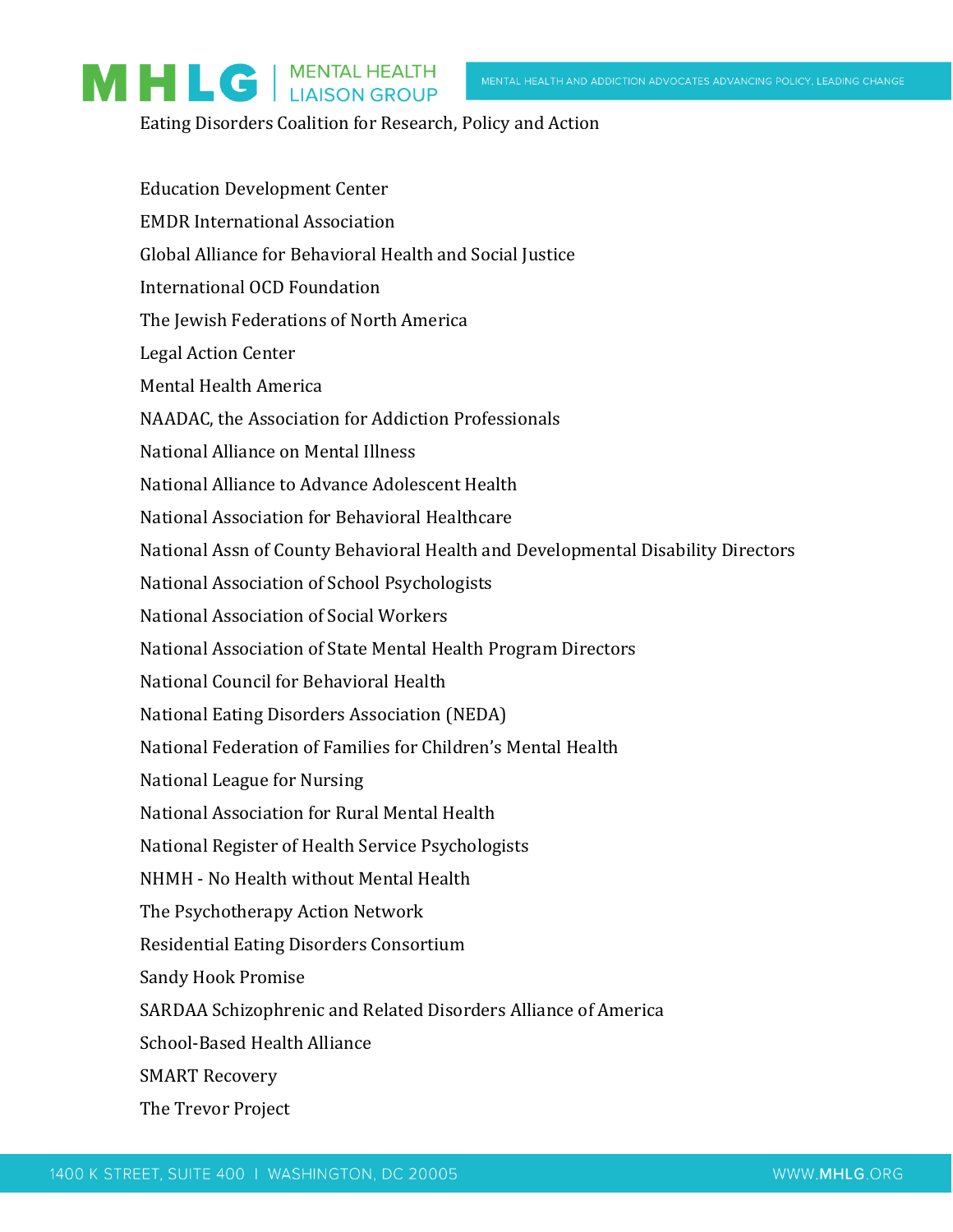Eating Disorders Coalition for Research, Policy and Action

Education Development Center

EMDR International Association

Global Alliance for Behavioral Health and Social Justice

International OCD Foundation

The Jewish Federations of North America

Legal Action Center

Mental Health America

NAADAC, the Association for Addiction Professionals

National Alliance on Mental Illness

National Alliance to Advance Adolescent Health

National Association for Behavioral Healthcare

National Assn of County Behavioral Health and Developmental Disability Directors

National Association of School Psychologists

National Association of Social Workers

National Association of State Mental Health Program Directors

National Council for Behavioral Health

National Eating Disorders Association (NEDA)

National Federation of Families for Children's Mental Health

National League for Nursing

National Association for Rural Mental Health

National Register of Health Service Psychologists

NHMH - No Health without Mental Health

The Psychotherapy Action Network

Residential Eating Disorders Consortium

Sandy Hook Promise

SARDAA Schizophrenic and Related Disorders Alliance of America

School-Based Health Alliance

SMART Recovery

The Trevor Project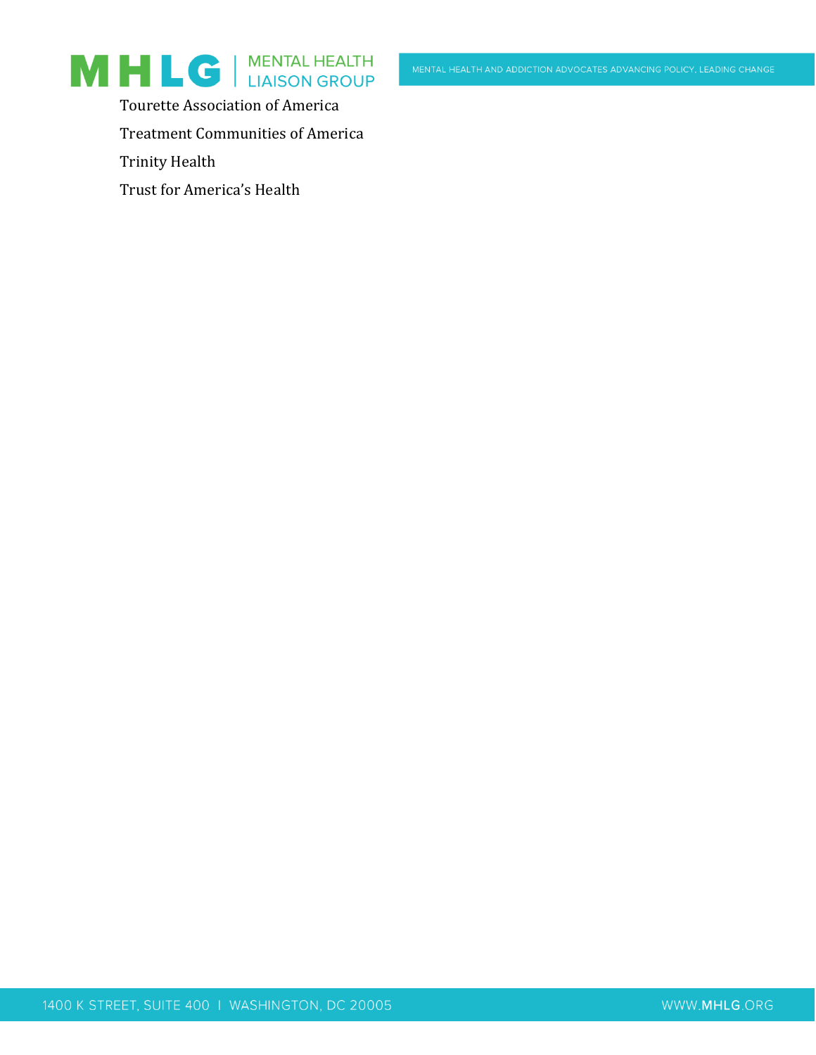Tourette Association of America

Treatment Communities of America

Trinity Health

Trust for America's Health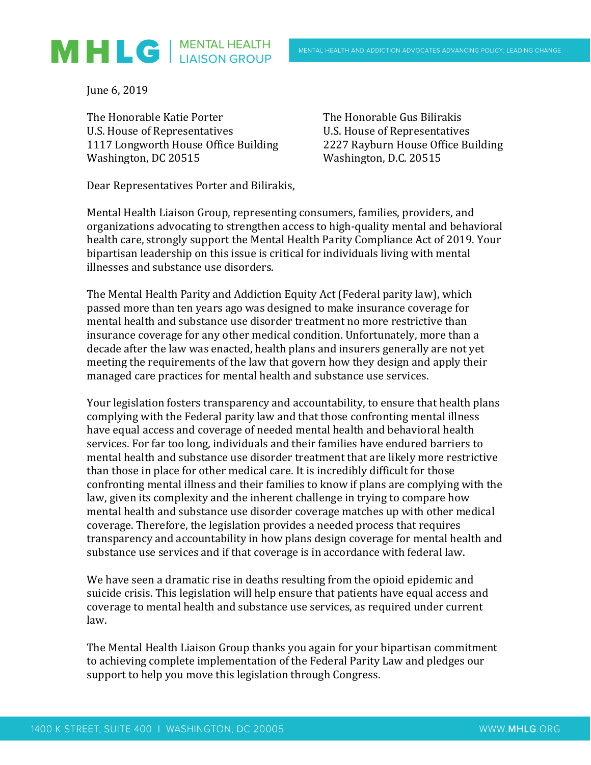June 6, 2019

The Honorable Katie Porter
U.S. House of Representatives
1117 Longworth House Office Building
Washington, DC 20515

The Honorable Gus Bilirakis
U.S. House of Representatives
2227 Rayburn House Office Building
Washington, D.C. 20515

Dear Representatives Porter and Bilirakis,

Mental Health Liaison Group, representing consumers, families, providers, and organizations advocating to strengthen access to high-quality mental and behavioral health care, strongly support the Mental Health Parity Compliance Act of 2019. Your bipartisan leadership on this issue is critical for individuals living with mental illnesses and substance use disorders.

The Mental Health Parity and Addiction Equity Act (Federal parity law), which passed more than ten years ago was designed to make insurance coverage for mental health and substance use disorder treatment no more restrictive than insurance coverage for any other medical condition. Unfortunately, more than a decade after the law was enacted, health plans and insurers generally are not yet meeting the requirements of the law that govern how they design and apply their managed care practices for mental health and substance use services.

Your legislation fosters transparency and accountability, to ensure that health plans complying with the Federal parity law and that those confronting mental illness have equal access and coverage of needed mental health and behavioral health services. For far too long, individuals and their families have endured barriers to mental health and substance use disorder treatment that are likely more restrictive than those in place for other medical care. It is incredibly difficult for those confronting mental illness and their families to know if plans are complying with the law, given its complexity and the inherent challenge in trying to compare how mental health and substance use disorder coverage matches up with other medical coverage. Therefore, the legislation provides a needed process that requires transparency and accountability in how plans design coverage for mental health and substance use services and if that coverage is in accordance with federal law.

We have seen a dramatic rise in deaths resulting from the opioid epidemic and suicide crisis. This legislation will help ensure that patients have equal access and coverage to mental health and substance use services, as required under current law.

The Mental Health Liaison Group thanks you again for your bipartisan commitment to achieving complete implementation of the Federal Parity Law and pledges our support to help you move this legislation through Congress.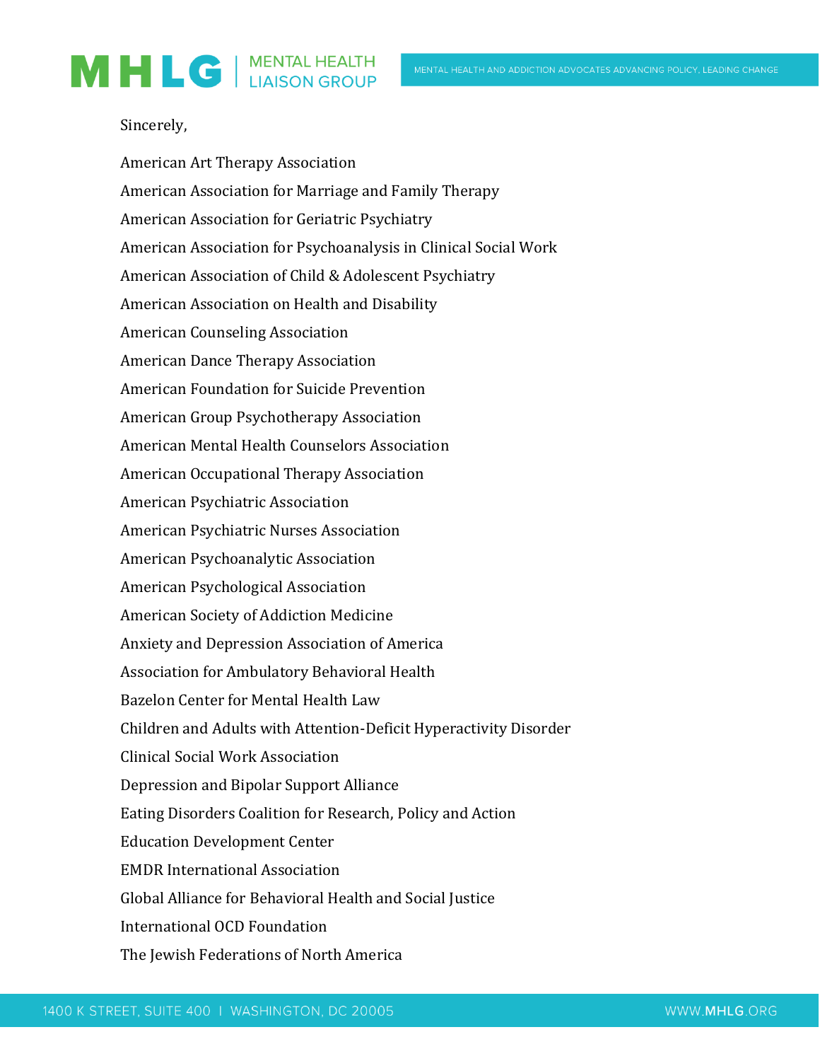Sincerely,

American Art Therapy Association

American Association for Marriage and Family Therapy

American Association for Geriatric Psychiatry

American Association for Psychoanalysis in Clinical Social Work

American Association of Child & Adolescent Psychiatry

American Association on Health and Disability

American Counseling Association

American Dance Therapy Association

American Foundation for Suicide Prevention

American Group Psychotherapy Association

American Mental Health Counselors Association

American Occupational Therapy Association

American Psychiatric Association

American Psychiatric Nurses Association

American Psychoanalytic Association

American Psychological Association

American Society of Addiction Medicine

Anxiety and Depression Association of America

Association for Ambulatory Behavioral Health

Bazelon Center for Mental Health Law

Children and Adults with Attention-Deficit Hyperactivity Disorder

Clinical Social Work Association

Depression and Bipolar Support Alliance

Eating Disorders Coalition for Research, Policy and Action

Education Development Center

EMDR International Association

Global Alliance for Behavioral Health and Social Justice

International OCD Foundation

The Jewish Federations of North America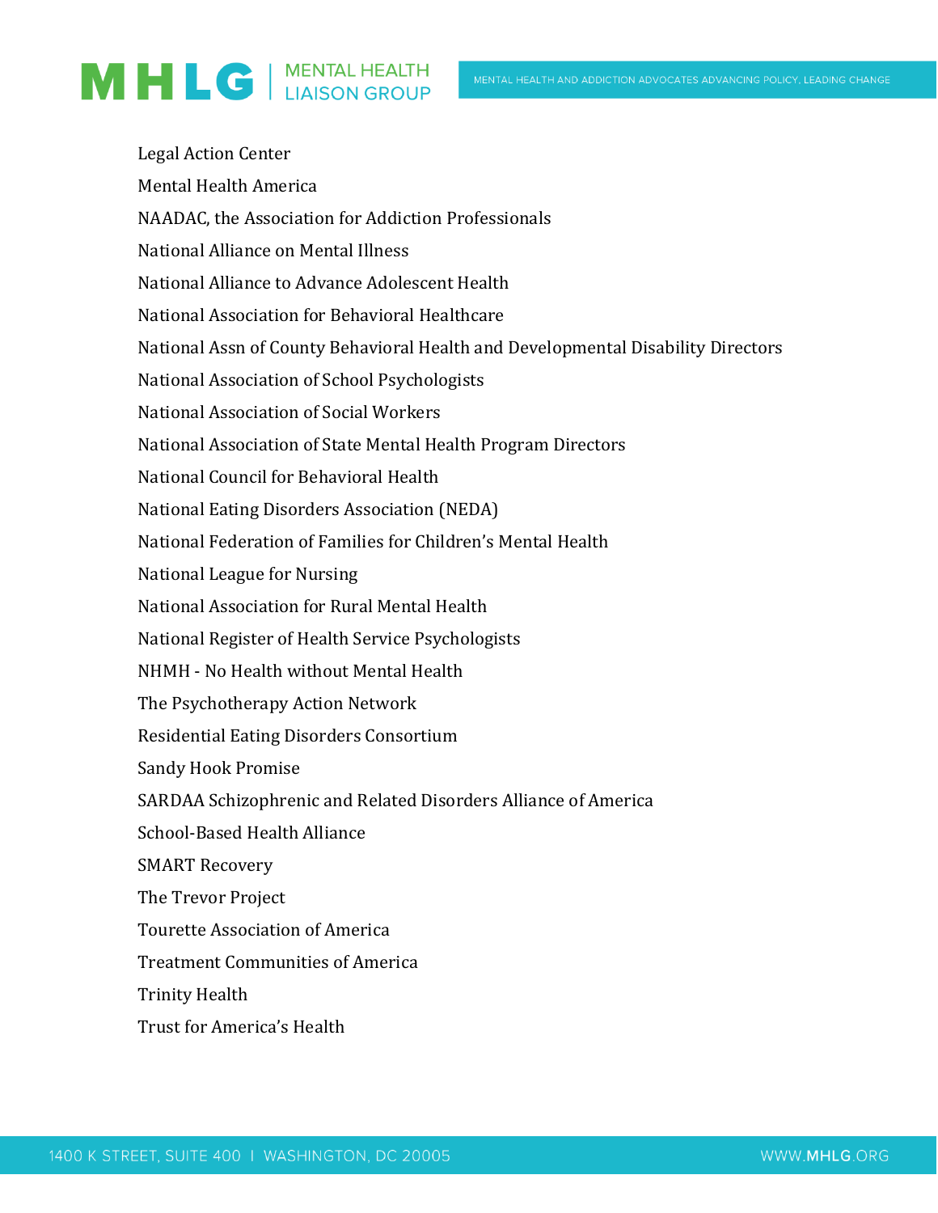Legal Action Center

Mental Health America

NAADAC, the Association for Addiction Professionals

National Alliance on Mental Illness

National Alliance to Advance Adolescent Health

National Association for Behavioral Healthcare

National Assn of County Behavioral Health and Developmental Disability Directors

National Association of School Psychologists

National Association of Social Workers

National Association of State Mental Health Program Directors

National Council for Behavioral Health

National Eating Disorders Association (NEDA)

National Federation of Families for Children's Mental Health

National League for Nursing

National Association for Rural Mental Health

National Register of Health Service Psychologists

NHMH - No Health without Mental Health

The Psychotherapy Action Network

Residential Eating Disorders Consortium

Sandy Hook Promise

SARDAA Schizophrenic and Related Disorders Alliance of America

School-Based Health Alliance

SMART Recovery

The Trevor Project

Tourette Association of America

Treatment Communities of America

Trinity Health

Trust for America's Health